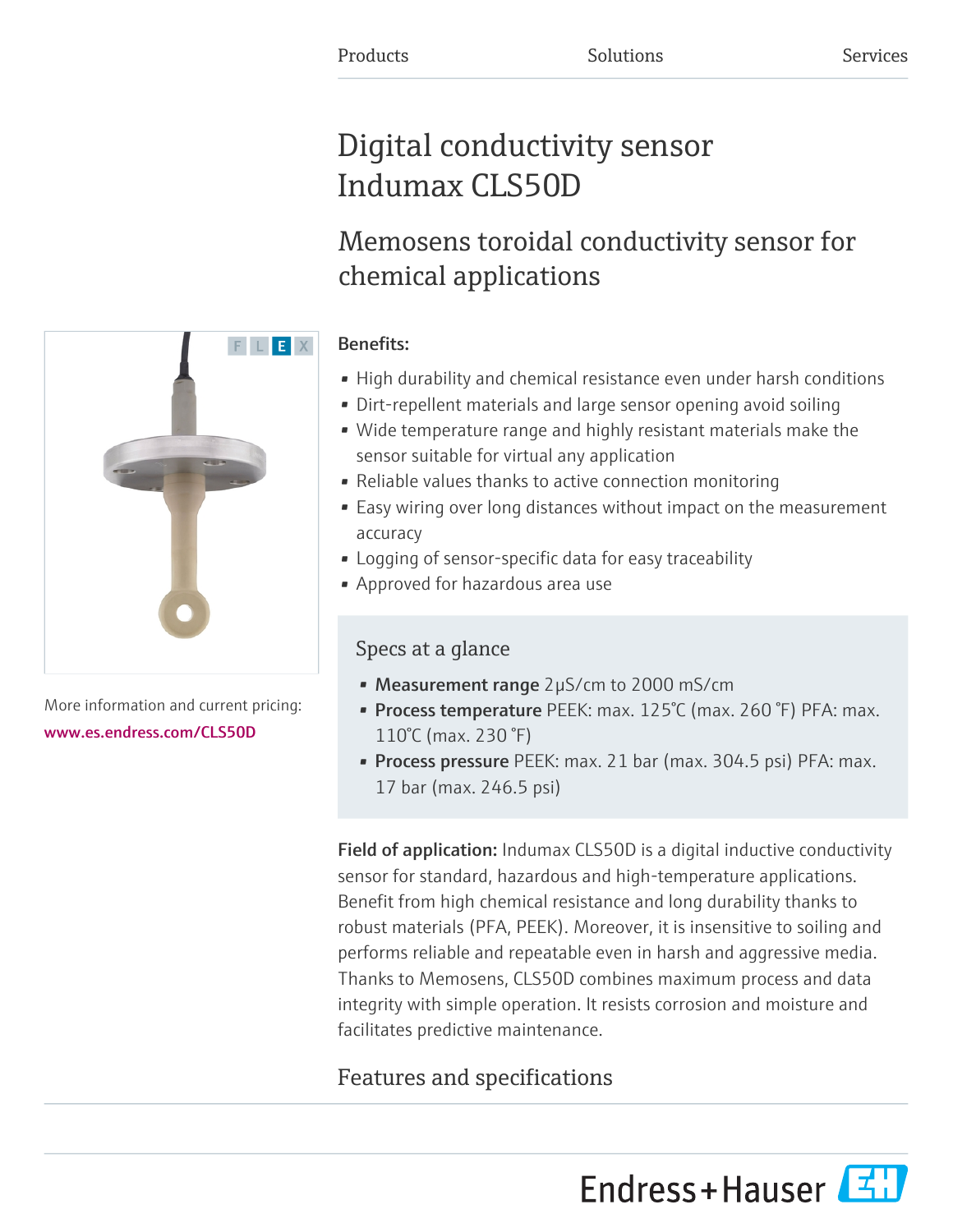Products Solutions Services

# Digital conductivity sensor Indumax CLS50D

## Memosens toroidal conductivity sensor for chemical applications

F L E X

More information and current pricing:
www.es.endress.com/CLS50D

**Benefits:**

- High durability and chemical resistance even under harsh conditions
- Dirt-repellent materials and large sensor opening avoid soiling
- Wide temperature range and highly resistant materials make the sensor suitable for virtual any application
- Reliable values thanks to active connection monitoring
- Easy wiring over long distances without impact on the measurement accuracy
- Logging of sensor-specific data for easy traceability
- Approved for hazardous area use

### Specs at a glance

- **Measurement range** 2µS/cm to 2000 mS/cm
- **Process temperature** PEEK: max. 125°C (max. 260 °F) PFA: max. 110°C (max. 230 °F)
- **Process pressure** PEEK: max. 21 bar (max. 304.5 psi) PFA: max. 17 bar (max. 246.5 psi)

**Field of application:** Indumax CLS50D is a digital inductive conductivity sensor for standard, hazardous and high-temperature applications. Benefit from high chemical resistance and long durability thanks to robust materials (PFA, PEEK). Moreover, it is insensitive to soiling and performs reliable and repeatable even in harsh and aggressive media. Thanks to Memosens, CLS50D combines maximum process and data integrity with simple operation. It resists corrosion and moisture and facilitates predictive maintenance.

## Features and specifications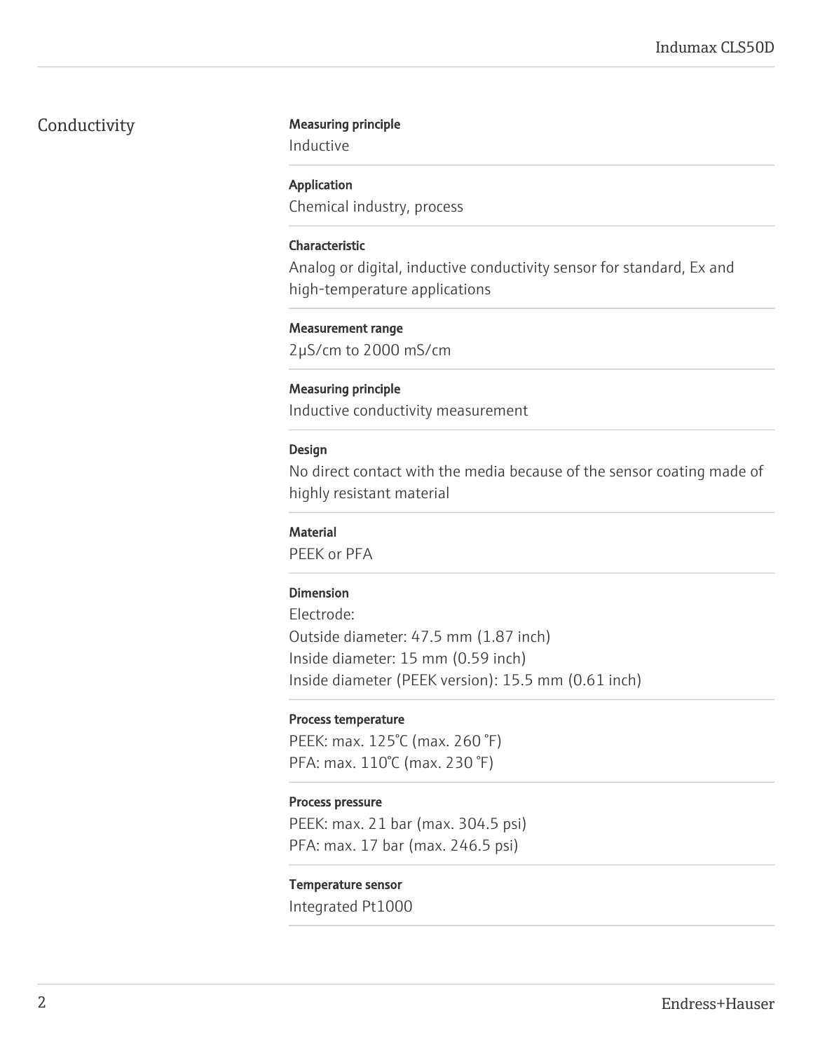## Conductivity

**Measuring principle**

Inductive

**Application**

Chemical industry, process

**Characteristic**

Analog or digital, inductive conductivity sensor for standard, Ex and high-temperature applications

**Measurement range**

2μS/cm to 2000 mS/cm

**Measuring principle**

Inductive conductivity measurement

**Design**

No direct contact with the media because of the sensor coating made of highly resistant material

**Material**

PEEK or PFA

**Dimension**

Electrode:
Outside diameter: 47.5 mm (1.87 inch)
Inside diameter: 15 mm (0.59 inch)
Inside diameter (PEEK version): 15.5 mm (0.61 inch)

**Process temperature**

PEEK: max. 125°C (max. 260 °F)
PFA: max. 110°C (max. 230 °F)

**Process pressure**

PEEK: max. 21 bar (max. 304.5 psi)
PFA: max. 17 bar (max. 246.5 psi)

**Temperature sensor**

Integrated Pt1000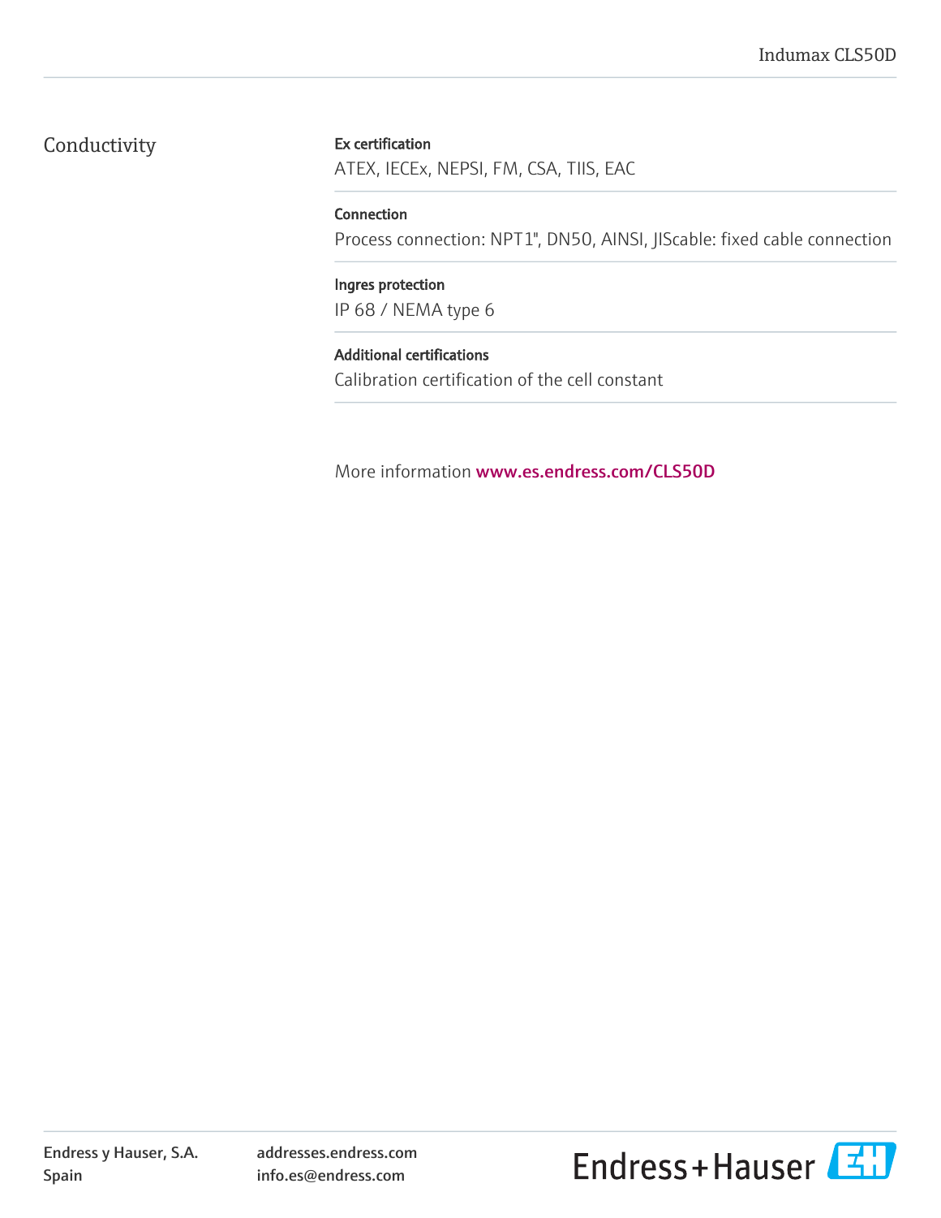## Conductivity

**Ex certification**

ATEX, IECEx, NEPSI, FM, CSA, TIIS, EAC

**Connection**

Process connection: NPT1", DN50, AINSI, JIScable: fixed cable connection

**Ingres protection**

IP 68 / NEMA type 6

**Additional certifications**

Calibration certification of the cell constant

More information **www.es.endress.com/CLS50D**

Endress y Hauser, S.A.
Spain

addresses.endress.com
info.es@endress.com